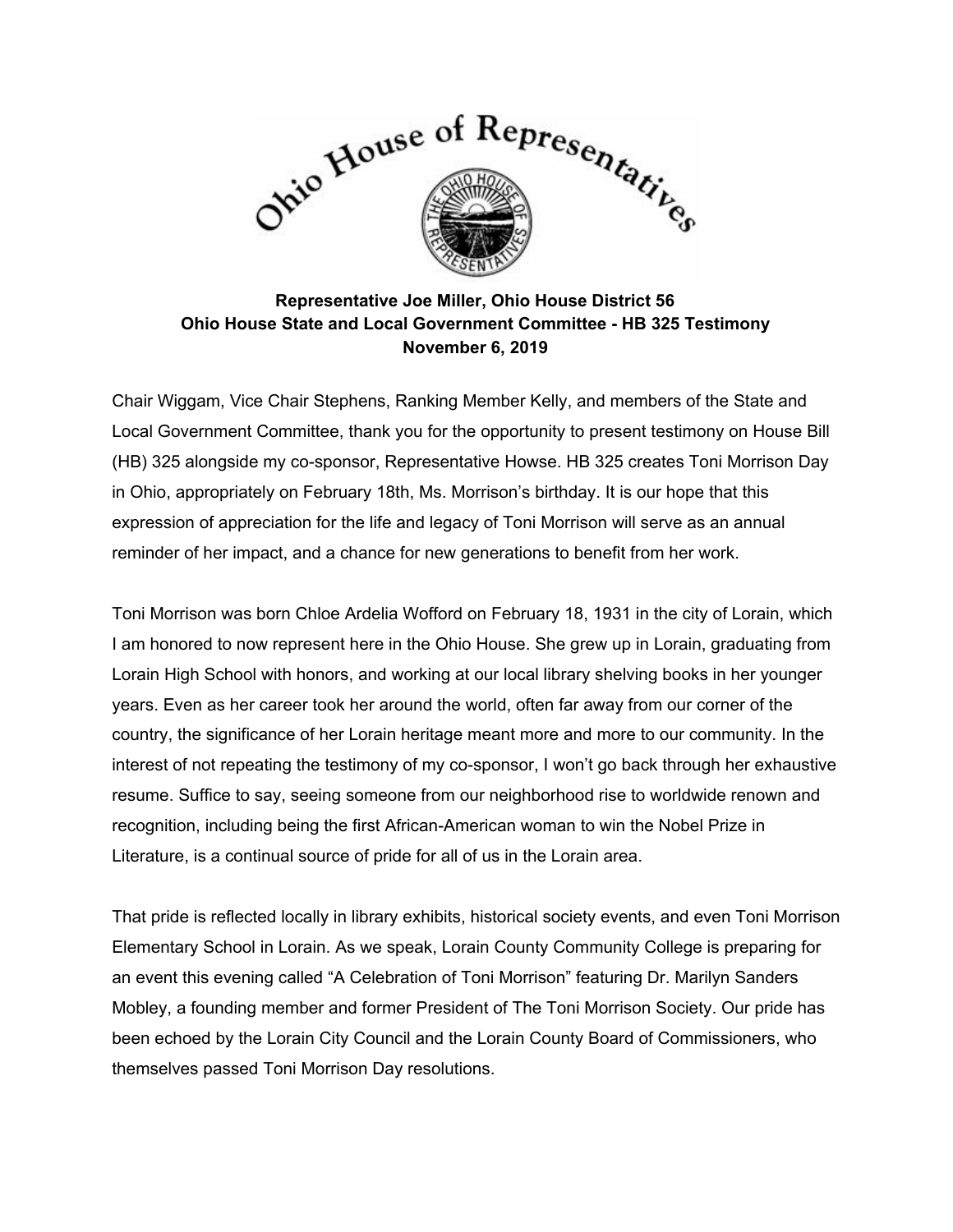**Representative Joe Miller, Ohio House District 56**
**Ohio House State and Local Government Committee - HB 325 Testimony**
**November 6, 2019**

Chair Wiggam, Vice Chair Stephens, Ranking Member Kelly, and members of the State and Local Government Committee, thank you for the opportunity to present testimony on House Bill (HB) 325 alongside my co-sponsor, Representative Howse. HB 325 creates Toni Morrison Day in Ohio, appropriately on February 18th, Ms. Morrison's birthday. It is our hope that this expression of appreciation for the life and legacy of Toni Morrison will serve as an annual reminder of her impact, and a chance for new generations to benefit from her work.

Toni Morrison was born Chloe Ardelia Wofford on February 18, 1931 in the city of Lorain, which I am honored to now represent here in the Ohio House. She grew up in Lorain, graduating from Lorain High School with honors, and working at our local library shelving books in her younger years. Even as her career took her around the world, often far away from our corner of the country, the significance of her Lorain heritage meant more and more to our community. In the interest of not repeating the testimony of my co-sponsor, I won't go back through her exhaustive resume. Suffice to say, seeing someone from our neighborhood rise to worldwide renown and recognition, including being the first African-American woman to win the Nobel Prize in Literature, is a continual source of pride for all of us in the Lorain area.

That pride is reflected locally in library exhibits, historical society events, and even Toni Morrison Elementary School in Lorain. As we speak, Lorain County Community College is preparing for an event this evening called "A Celebration of Toni Morrison" featuring Dr. Marilyn Sanders Mobley, a founding member and former President of The Toni Morrison Society. Our pride has been echoed by the Lorain City Council and the Lorain County Board of Commissioners, who themselves passed Toni Morrison Day resolutions.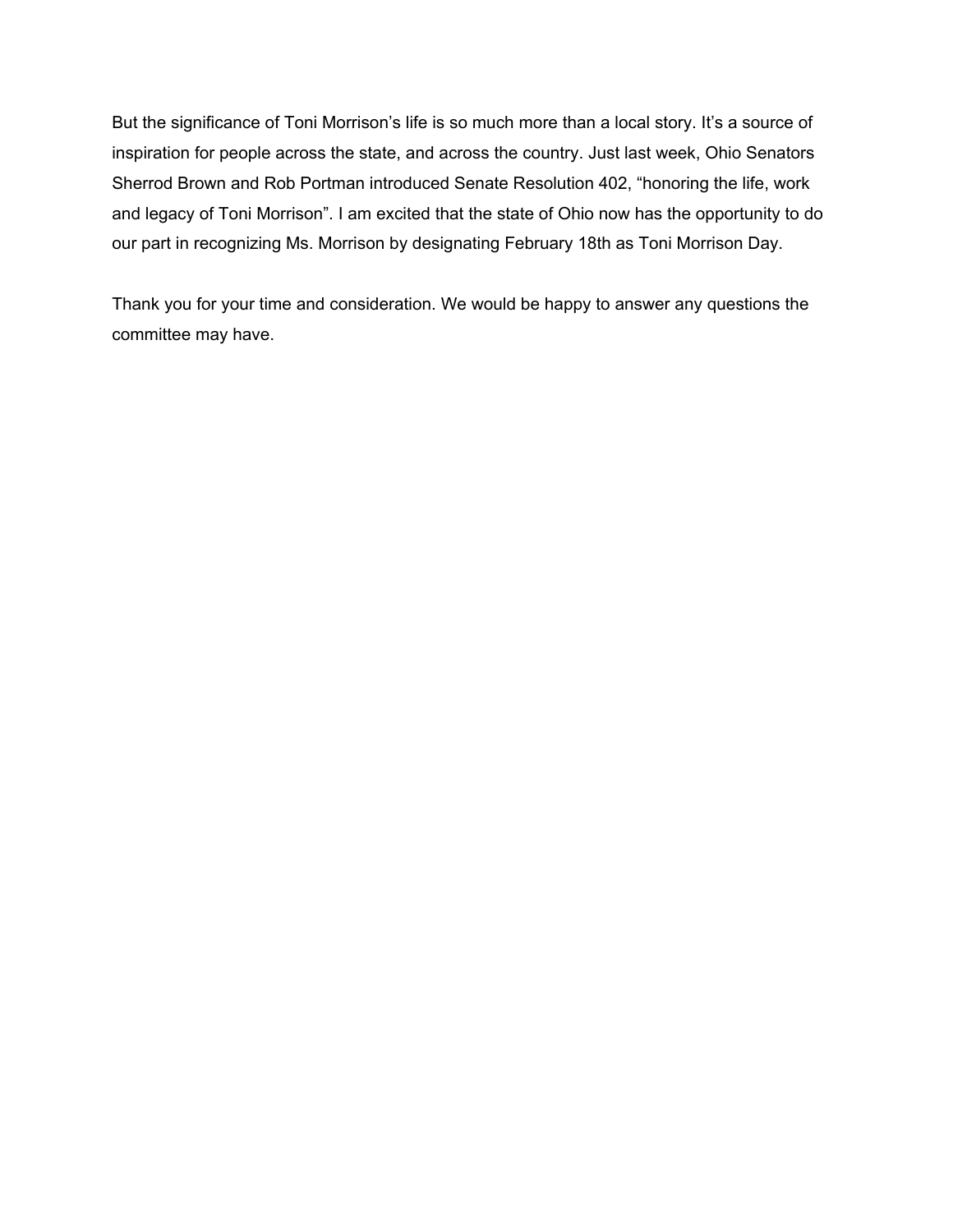But the significance of Toni Morrison's life is so much more than a local story. It's a source of inspiration for people across the state, and across the country. Just last week, Ohio Senators Sherrod Brown and Rob Portman introduced Senate Resolution 402, "honoring the life, work and legacy of Toni Morrison". I am excited that the state of Ohio now has the opportunity to do our part in recognizing Ms. Morrison by designating February 18th as Toni Morrison Day.

Thank you for your time and consideration. We would be happy to answer any questions the committee may have.